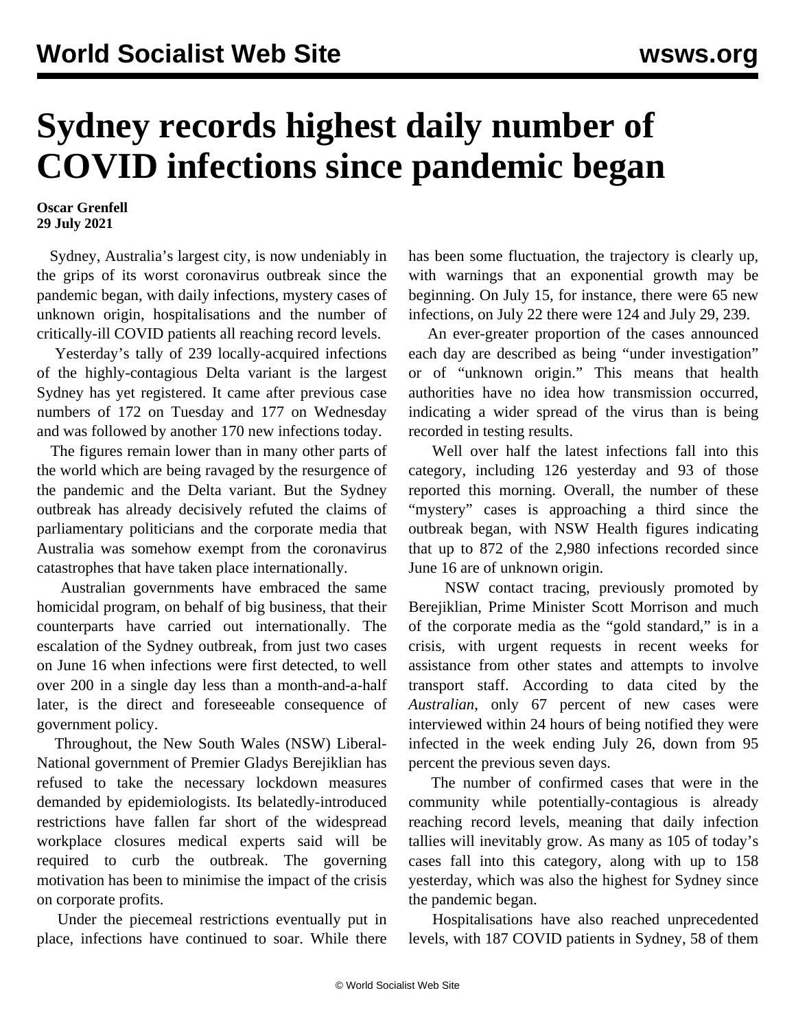# Sydney records highest daily number of COVID infections since pandemic began

**Oscar Grenfell**
**29 July 2021**

Sydney, Australia's largest city, is now undeniably in the grips of its worst coronavirus outbreak since the pandemic began, with daily infections, mystery cases of unknown origin, hospitalisations and the number of critically-ill COVID patients all reaching record levels.

Yesterday's tally of 239 locally-acquired infections of the highly-contagious Delta variant is the largest Sydney has yet registered. It came after previous case numbers of 172 on Tuesday and 177 on Wednesday and was followed by another 170 new infections today.

The figures remain lower than in many other parts of the world which are being ravaged by the resurgence of the pandemic and the Delta variant. But the Sydney outbreak has already decisively refuted the claims of parliamentary politicians and the corporate media that Australia was somehow exempt from the coronavirus catastrophes that have taken place internationally.

Australian governments have embraced the same homicidal program, on behalf of big business, that their counterparts have carried out internationally. The escalation of the Sydney outbreak, from just two cases on June 16 when infections were first detected, to well over 200 in a single day less than a month-and-a-half later, is the direct and foreseeable consequence of government policy.

Throughout, the New South Wales (NSW) Liberal-National government of Premier Gladys Berejiklian has refused to take the necessary lockdown measures demanded by epidemiologists. Its belatedly-introduced restrictions have fallen far short of the widespread workplace closures medical experts said will be required to curb the outbreak. The governing motivation has been to minimise the impact of the crisis on corporate profits.

Under the piecemeal restrictions eventually put in place, infections have continued to soar. While there has been some fluctuation, the trajectory is clearly up, with warnings that an exponential growth may be beginning. On July 15, for instance, there were 65 new infections, on July 22 there were 124 and July 29, 239.

An ever-greater proportion of the cases announced each day are described as being "under investigation" or of "unknown origin." This means that health authorities have no idea how transmission occurred, indicating a wider spread of the virus than is being recorded in testing results.

Well over half the latest infections fall into this category, including 126 yesterday and 93 of those reported this morning. Overall, the number of these "mystery" cases is approaching a third since the outbreak began, with NSW Health figures indicating that up to 872 of the 2,980 infections recorded since June 16 are of unknown origin.

NSW contact tracing, previously promoted by Berejiklian, Prime Minister Scott Morrison and much of the corporate media as the "gold standard," is in a crisis, with urgent requests in recent weeks for assistance from other states and attempts to involve transport staff. According to data cited by the *Australian*, only 67 percent of new cases were interviewed within 24 hours of being notified they were infected in the week ending July 26, down from 95 percent the previous seven days.

The number of confirmed cases that were in the community while potentially-contagious is already reaching record levels, meaning that daily infection tallies will inevitably grow. As many as 105 of today's cases fall into this category, along with up to 158 yesterday, which was also the highest for Sydney since the pandemic began.

Hospitalisations have also reached unprecedented levels, with 187 COVID patients in Sydney, 58 of them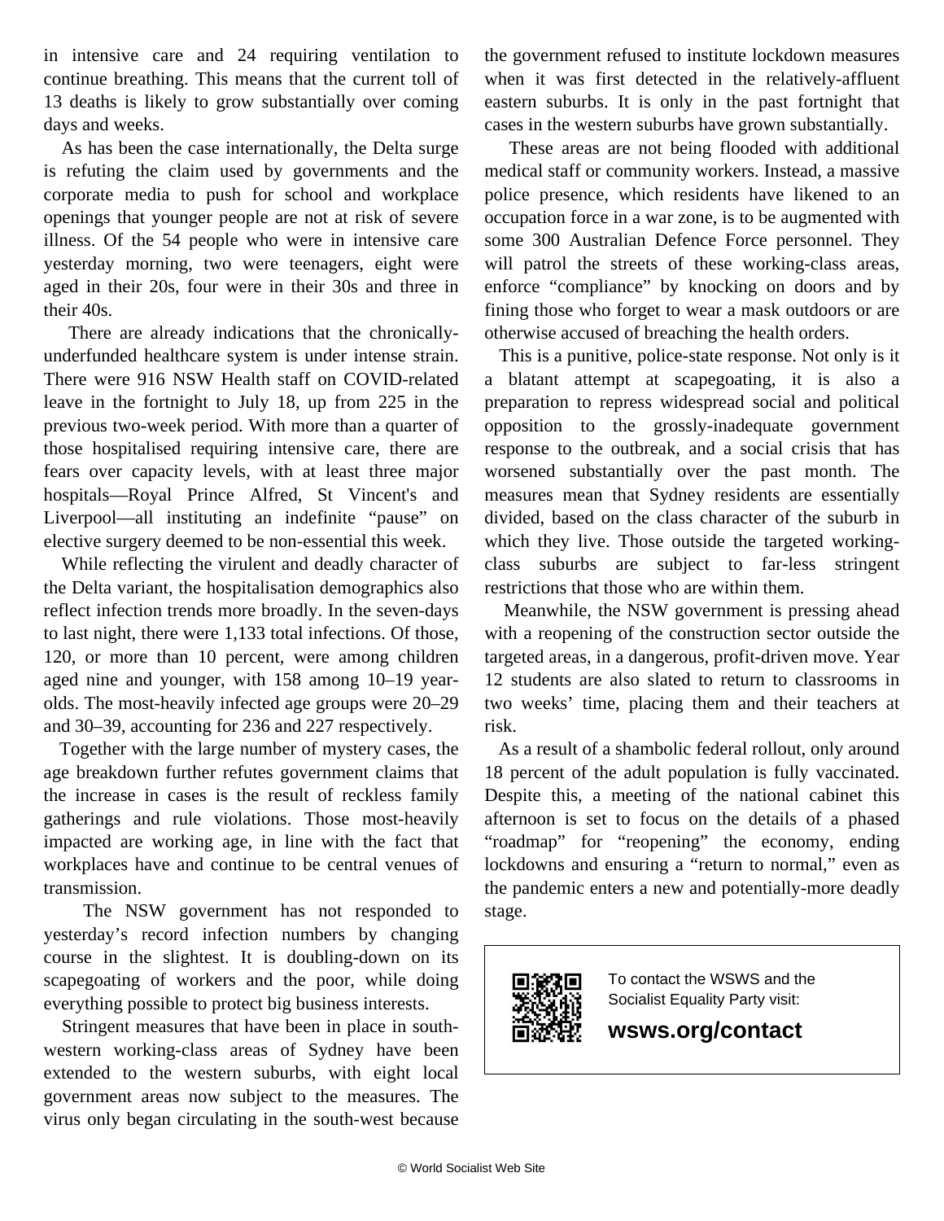in intensive care and 24 requiring ventilation to continue breathing. This means that the current toll of 13 deaths is likely to grow substantially over coming days and weeks.

As has been the case internationally, the Delta surge is refuting the claim used by governments and the corporate media to push for school and workplace openings that younger people are not at risk of severe illness. Of the 54 people who were in intensive care yesterday morning, two were teenagers, eight were aged in their 20s, four were in their 30s and three in their 40s.

There are already indications that the chronically-underfunded healthcare system is under intense strain. There were 916 NSW Health staff on COVID-related leave in the fortnight to July 18, up from 225 in the previous two-week period. With more than a quarter of those hospitalised requiring intensive care, there are fears over capacity levels, with at least three major hospitals—Royal Prince Alfred, St Vincent's and Liverpool—all instituting an indefinite "pause" on elective surgery deemed to be non-essential this week.

While reflecting the virulent and deadly character of the Delta variant, the hospitalisation demographics also reflect infection trends more broadly. In the seven-days to last night, there were 1,133 total infections. Of those, 120, or more than 10 percent, were among children aged nine and younger, with 158 among 10–19 year-olds. The most-heavily infected age groups were 20–29 and 30–39, accounting for 236 and 227 respectively.

Together with the large number of mystery cases, the age breakdown further refutes government claims that the increase in cases is the result of reckless family gatherings and rule violations. Those most-heavily impacted are working age, in line with the fact that workplaces have and continue to be central venues of transmission.

The NSW government has not responded to yesterday's record infection numbers by changing course in the slightest. It is doubling-down on its scapegoating of workers and the poor, while doing everything possible to protect big business interests.

Stringent measures that have been in place in south-western working-class areas of Sydney have been extended to the western suburbs, with eight local government areas now subject to the measures. The virus only began circulating in the south-west because the government refused to institute lockdown measures when it was first detected in the relatively-affluent eastern suburbs. It is only in the past fortnight that cases in the western suburbs have grown substantially.

These areas are not being flooded with additional medical staff or community workers. Instead, a massive police presence, which residents have likened to an occupation force in a war zone, is to be augmented with some 300 Australian Defence Force personnel. They will patrol the streets of these working-class areas, enforce "compliance" by knocking on doors and by fining those who forget to wear a mask outdoors or are otherwise accused of breaching the health orders.

This is a punitive, police-state response. Not only is it a blatant attempt at scapegoating, it is also a preparation to repress widespread social and political opposition to the grossly-inadequate government response to the outbreak, and a social crisis that has worsened substantially over the past month. The measures mean that Sydney residents are essentially divided, based on the class character of the suburb in which they live. Those outside the targeted working-class suburbs are subject to far-less stringent restrictions that those who are within them.

Meanwhile, the NSW government is pressing ahead with a reopening of the construction sector outside the targeted areas, in a dangerous, profit-driven move. Year 12 students are also slated to return to classrooms in two weeks' time, placing them and their teachers at risk.

As a result of a shambolic federal rollout, only around 18 percent of the adult population is fully vaccinated. Despite this, a meeting of the national cabinet this afternoon is set to focus on the details of a phased "roadmap" for "reopening" the economy, ending lockdowns and ensuring a "return to normal," even as the pandemic enters a new and potentially-more deadly stage.

To contact the WSWS and the Socialist Equality Party visit:

**wsws.org/contact**